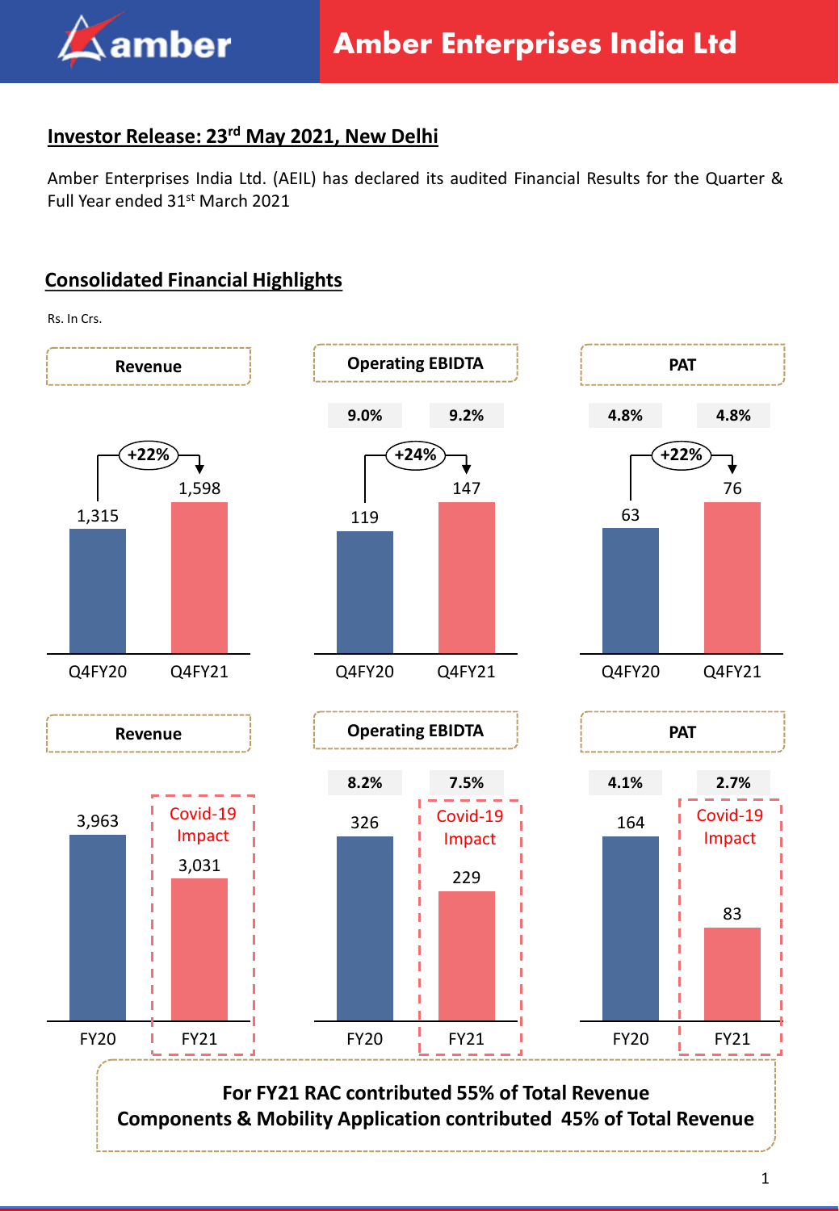# Amber Enterprises India Ltd

## Investor Release: 23rd May 2021, New Delhi

Amber Enterprises India Ltd. (AEIL) has declared its audited Financial Results for the Quarter & Full Year ended 31st March 2021

## Consolidated Financial Highlights

Rs. In Crs.

| | Q4FY20 | Q4FY21 | Growth |
|---|---|---|---|
| Revenue | 1,315 | 1,598 | +22% |
| Operating EBIDTA | 119 | 147 | +24% |
| Operating EBIDTA Margin | 9.0% | 9.2% | |
| PAT | 63 | 76 | +22% |
| PAT Margin | 4.8% | 4.8% | |

| | FY20 | FY21 (Covid-19 Impact) |
|---|---|---|
| Revenue | 3,963 | 3,031 |
| Operating EBIDTA | 326 | 229 |
| Operating EBIDTA Margin | 8.2% | 7.5% |
| PAT | 164 | 83 |
| PAT Margin | 4.1% | 2.7% |

**For FY21 RAC contributed 55% of Total Revenue**
**Components & Mobility Application contributed 45% of Total Revenue**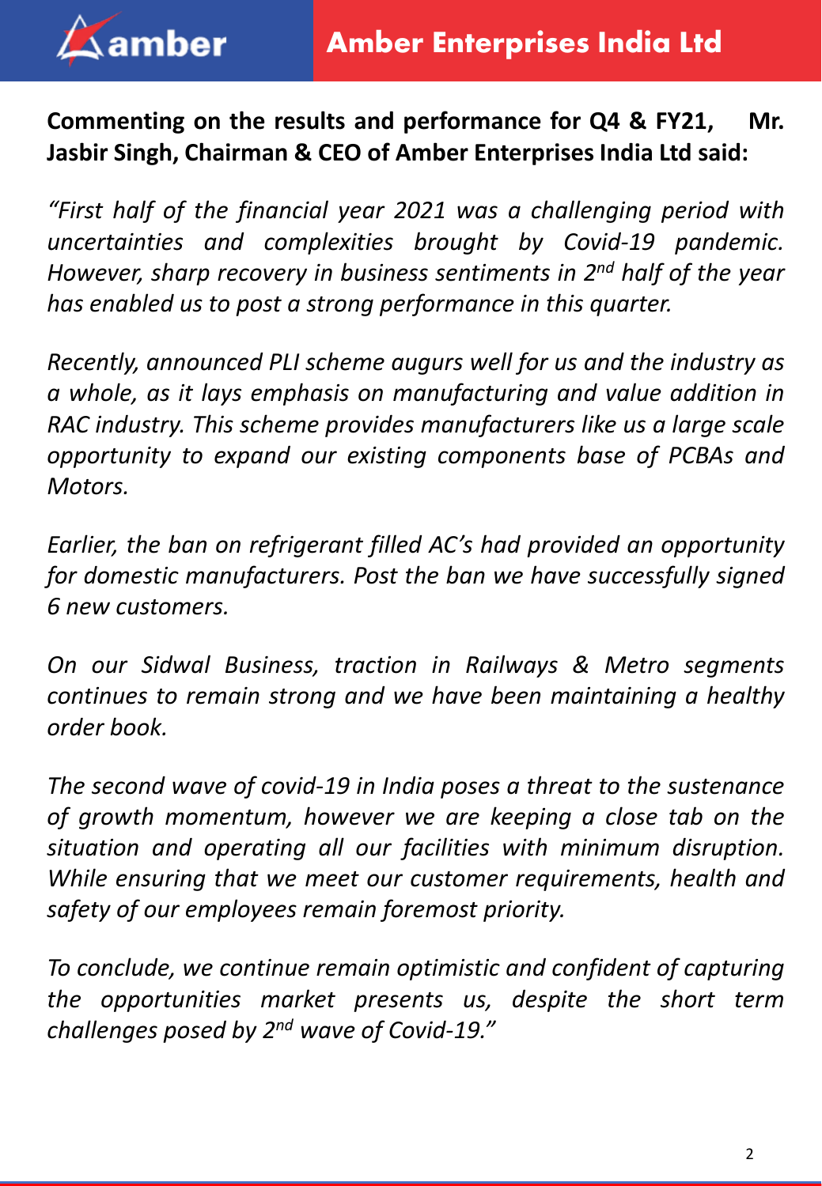**Commenting on the results and performance for Q4 & FY21, Mr. Jasbir Singh, Chairman & CEO of Amber Enterprises India Ltd said:**

*"First half of the financial year 2021 was a challenging period with uncertainties and complexities brought by Covid-19 pandemic. However, sharp recovery in business sentiments in 2nd half of the year has enabled us to post a strong performance in this quarter.*

*Recently, announced PLI scheme augurs well for us and the industry as a whole, as it lays emphasis on manufacturing and value addition in RAC industry. This scheme provides manufacturers like us a large scale opportunity to expand our existing components base of PCBAs and Motors.*

*Earlier, the ban on refrigerant filled AC's had provided an opportunity for domestic manufacturers. Post the ban we have successfully signed 6 new customers.*

*On our Sidwal Business, traction in Railways & Metro segments continues to remain strong and we have been maintaining a healthy order book.*

*The second wave of covid-19 in India poses a threat to the sustenance of growth momentum, however we are keeping a close tab on the situation and operating all our facilities with minimum disruption. While ensuring that we meet our customer requirements, health and safety of our employees remain foremost priority.*

*To conclude, we continue remain optimistic and confident of capturing the opportunities market presents us, despite the short term challenges posed by 2nd wave of Covid-19."*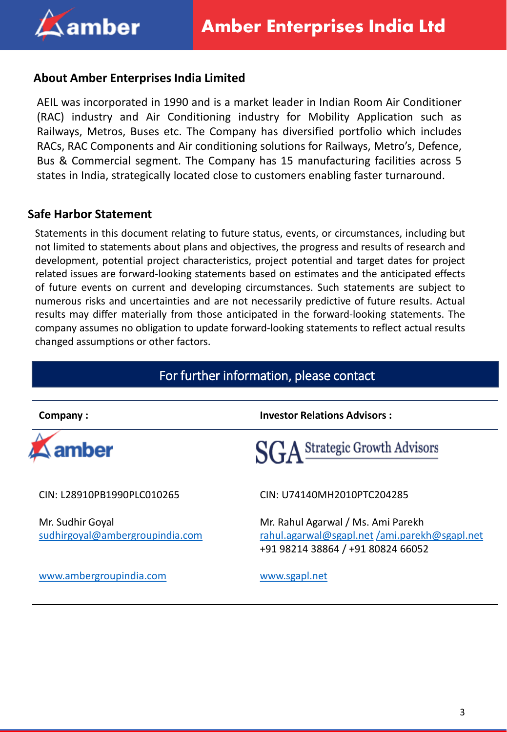## About Amber Enterprises India Limited

AEIL was incorporated in 1990 and is a market leader in Indian Room Air Conditioner (RAC) industry and Air Conditioning industry for Mobility Application such as Railways, Metros, Buses etc. The Company has diversified portfolio which includes RACs, RAC Components and Air conditioning solutions for Railways, Metro's, Defence, Bus & Commercial segment. The Company has 15 manufacturing facilities across 5 states in India, strategically located close to customers enabling faster turnaround.

## Safe Harbor Statement

Statements in this document relating to future status, events, or circumstances, including but not limited to statements about plans and objectives, the progress and results of research and development, potential project characteristics, project potential and target dates for project related issues are forward-looking statements based on estimates and the anticipated effects of future events on current and developing circumstances. Such statements are subject to numerous risks and uncertainties and are not necessarily predictive of future results. Actual results may differ materially from those anticipated in the forward-looking statements. The company assumes no obligation to update forward-looking statements to reflect actual results changed assumptions or other factors.

## For further information, please contact

| Company : | Investor Relations Advisors : |
|---|---|
| amber | SGA Strategic Growth Advisors |
| CIN: L28910PB1990PLC010265 | CIN: U74140MH2010PTC204285 |
| Mr. Sudhir Goyal<br>sudhirgoyal@ambergroupindia.com | Mr. Rahul Agarwal / Ms. Ami Parekh<br>rahul.agarwal@sgapl.net /ami.parekh@sgapl.net<br>+91 98214 38864 / +91 80824 66052 |
| www.ambergroupindia.com | www.sgapl.net |